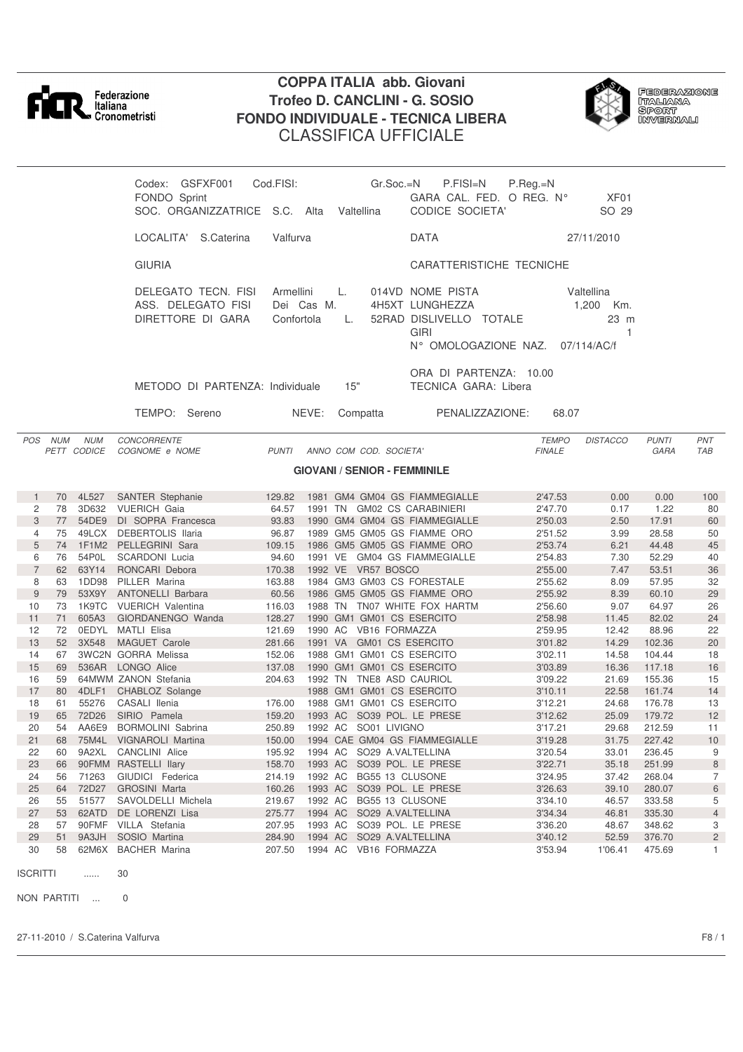Federazione Italiana Cronometristi

# COPPA ITALIA abb. Giovani
## Trofeo D. CANCLINI - G. SOSIO
## FONDO INDIVIDUALE - TECNICA LIBERA
## CLASSIFICA UFFICIALE

Federazione Italiana Sport Invernali

Codex: GSFXF001 Cod.FISI: Gr.Soc.=N P.FISI=N P.Reg.=N
FONDO Sprint GARA CAL. FED. O REG. N° XF01
SOC. ORGANIZZATRICE S.C. Alta Valtellina CODICE SOCIETA' SO 29

LOCALITA' S.Caterina Valfurva DATA 27/11/2010

GIURIA CARATTERISTICHE TECNICHE

DELEGATO TECN. FISI Armellini L. 014VD NOME PISTA Valtellina
ASS. DELEGATO FISI Dei Cas M. 4H5XT LUNGHEZZA 1,200 Km.
DIRETTORE DI GARA Confortola L. 52RAD DISLIVELLO TOTALE 23 m
GIRI 1
N° OMOLOGAZIONE NAZ. 07/114/AC/f

ORA DI PARTENZA: 10.00
METODO DI PARTENZA: Individuale 15" TECNICA GARA: Libera

TEMPO: Sereno NEVE: Compatta PENALIZZAZIONE: 68.07

### GIOVANI / SENIOR - FEMMINILE

| POS | NUM PETT | NUM CODICE | CONCORRENTE COGNOME e NOME | PUNTI | ANNO | COM | COD. | SOCIETA' | TEMPO FINALE | DISTACCO | PUNTI GARA | PNT TAB |
|---|---|---|---|---|---|---|---|---|---|---|---|---|
| 1 | 70 | 4L527 | SANTER Stephanie | 129.82 | 1981 | GM4 | GM04 | GS FIAMMEGIALLE | 2'47.53 | 0.00 | 0.00 | 100 |
| 2 | 78 | 3D632 | VUERICH Gaia | 64.57 | 1991 | TN | GM02 | CS CARABINIERI | 2'47.70 | 0.17 | 1.22 | 80 |
| 3 | 77 | 54DE9 | DI SOPRA Francesca | 93.83 | 1990 | GM4 | GM04 | GS FIAMMEGIALLE | 2'50.03 | 2.50 | 17.91 | 60 |
| 4 | 75 | 49LCX | DEBERTOLIS Ilaria | 96.87 | 1989 | GM5 | GM05 | GS FIAMME ORO | 2'51.52 | 3.99 | 28.58 | 50 |
| 5 | 74 | 1F1M2 | PELLEGRINI Sara | 109.15 | 1986 | GM5 | GM05 | GS FIAMME ORO | 2'53.74 | 6.21 | 44.48 | 45 |
| 6 | 76 | 54P0L | SCARDONI Lucia | 94.60 | 1991 | VE | GM04 | GS FIAMMEGIALLE | 2'54.83 | 7.30 | 52.29 | 40 |
| 7 | 62 | 63Y14 | RONCARI Debora | 170.38 | 1992 | VE | VR57 | BOSCO | 2'55.00 | 7.47 | 53.51 | 36 |
| 8 | 63 | 1DD98 | PILLER Marina | 163.88 | 1984 | GM3 | GM03 | CS FORESTALE | 2'55.62 | 8.09 | 57.95 | 32 |
| 9 | 79 | 53X9Y | ANTONELLI Barbara | 60.56 | 1986 | GM5 | GM05 | GS FIAMME ORO | 2'55.92 | 8.39 | 60.10 | 29 |
| 10 | 73 | 1K9TC | VUERICH Valentina | 116.03 | 1988 | TN | TN07 | WHITE FOX HARTM | 2'56.60 | 9.07 | 64.97 | 26 |
| 11 | 71 | 605A3 | GIORDANENGO Wanda | 128.27 | 1990 | GM1 | GM01 | CS ESERCITO | 2'58.98 | 11.45 | 82.02 | 24 |
| 12 | 72 | 0EDYL | MATLI Elisa | 121.69 | 1990 | AC | VB16 | FORMAZZA | 2'59.95 | 12.42 | 88.96 | 22 |
| 13 | 52 | 3X548 | MAGUET Carole | 281.66 | 1991 | VA | GM01 | CS ESERCITO | 3'01.82 | 14.29 | 102.36 | 20 |
| 14 | 67 | 3WC2N | GORRA Melissa | 152.06 | 1988 | GM1 | GM01 | CS ESERCITO | 3'02.11 | 14.58 | 104.44 | 18 |
| 15 | 69 | 536AR | LONGO Alice | 137.08 | 1990 | GM1 | GM01 | CS ESERCITO | 3'03.89 | 16.36 | 117.18 | 16 |
| 16 | 59 | 64MWM | ZANON Stefania | 204.63 | 1992 | TN | TNE8 | ASD CAURIOL | 3'09.22 | 21.69 | 155.36 | 15 |
| 17 | 80 | 4DLF1 | CHABLOZ Solange | | 1988 | GM1 | GM01 | CS ESERCITO | 3'10.11 | 22.58 | 161.74 | 14 |
| 18 | 61 | 55276 | CASALI Ilenia | 176.00 | 1988 | GM1 | GM01 | CS ESERCITO | 3'12.21 | 24.68 | 176.78 | 13 |
| 19 | 65 | 72D26 | SIRIO Pamela | 159.20 | 1993 | AC | SO39 | POL. LE PRESE | 3'12.62 | 25.09 | 179.72 | 12 |
| 20 | 54 | AA6E9 | BORMOLINI Sabrina | 250.89 | 1992 | AC | SO01 | LIVIGNO | 3'17.21 | 29.68 | 212.59 | 11 |
| 21 | 68 | 75M4L | VIGNAROLI Martina | 150.00 | 1994 | CAE | GM04 | GS FIAMMEGIALLE | 3'19.28 | 31.75 | 227.42 | 10 |
| 22 | 60 | 9A2XL | CANCLINI Alice | 195.92 | 1994 | AC | SO29 | A.VALTELLINA | 3'20.54 | 33.01 | 236.45 | 9 |
| 23 | 66 | 90FMM | RASTELLI Ilary | 158.70 | 1993 | AC | SO39 | POL. LE PRESE | 3'22.71 | 35.18 | 251.99 | 8 |
| 24 | 56 | 71263 | GIUDICI Federica | 214.19 | 1992 | AC | BG55 | 13 CLUSONE | 3'24.95 | 37.42 | 268.04 | 7 |
| 25 | 64 | 72D27 | GROSINI Marta | 160.26 | 1993 | AC | SO39 | POL. LE PRESE | 3'26.63 | 39.10 | 280.07 | 6 |
| 26 | 55 | 51577 | SAVOLDELLI Michela | 219.67 | 1992 | AC | BG55 | 13 CLUSONE | 3'34.10 | 46.57 | 333.58 | 5 |
| 27 | 53 | 62ATD | DE LORENZI Lisa | 275.77 | 1994 | AC | SO29 | A.VALTELLINA | 3'34.34 | 46.81 | 335.30 | 4 |
| 28 | 57 | 90FMF | VILLA Stefania | 207.95 | 1993 | AC | SO39 | POL. LE PRESE | 3'36.20 | 48.67 | 348.62 | 3 |
| 29 | 51 | 9A3JH | SOSIO Martina | 284.90 | 1994 | AC | SO29 | A.VALTELLINA | 3'40.12 | 52.59 | 376.70 | 2 |
| 30 | 58 | 62M6X | BACHER Marina | 207.50 | 1994 | AC | VB16 | FORMAZZA | 3'53.94 | 1'06.41 | 475.69 | 1 |

ISCRITTI ...... 30

NON PARTITI ... 0

27-11-2010 / S.Caterina Valfurva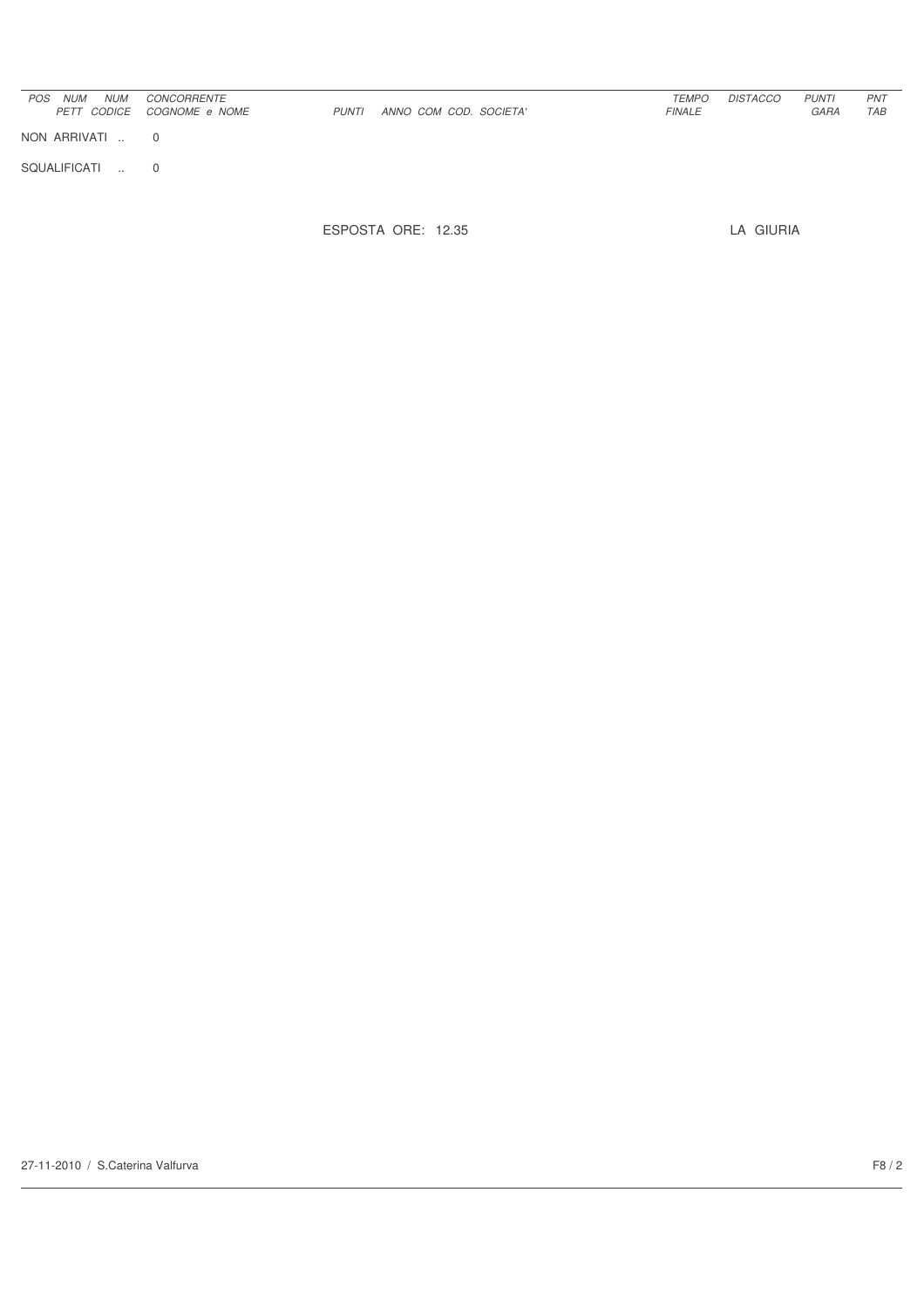| POS | NUM PETT | NUM CODICE | CONCORRENTE COGNOME e NOME | PUNTI | ANNO | COM | COD. SOCIETA' | TEMPO FINALE | DISTACCO | PUNTI GARA | PNT TAB |
|---|---|---|---|---|---|---|---|---|---|---|---|

NON ARRIVATI .. 0

SQUALIFICATI .. 0

ESPOSTA ORE: 12.35

LA GIURIA

27-11-2010 / S.Caterina Valfurva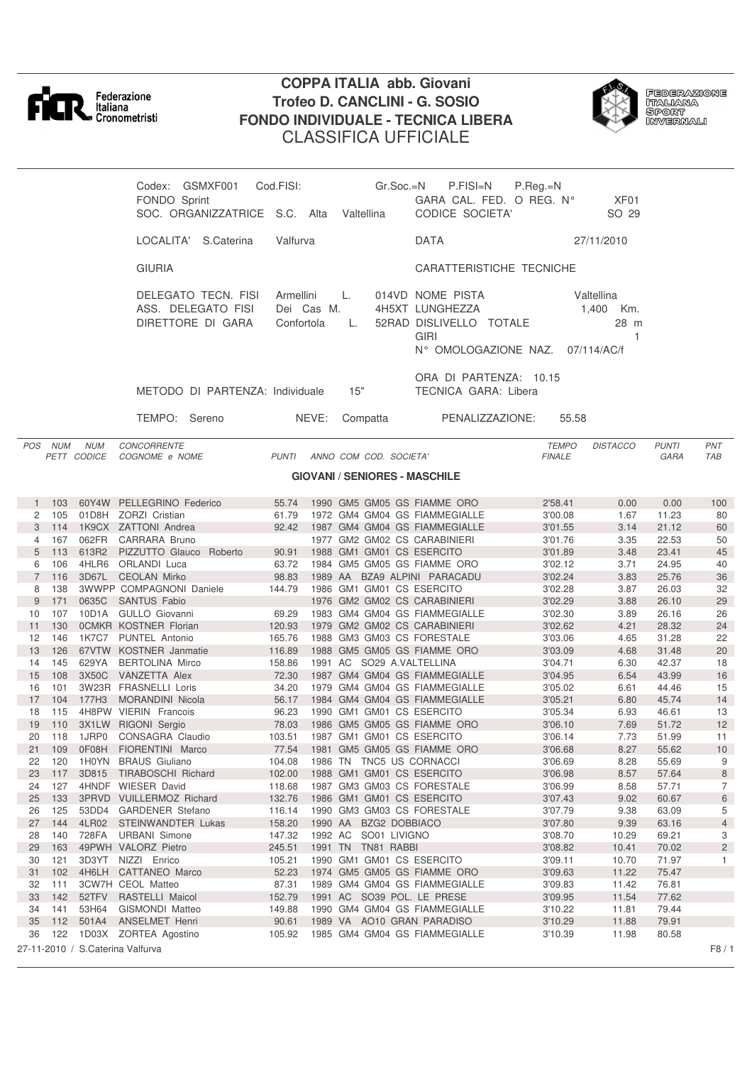Federazione Italiana Cronometristi

# COPPA ITALIA abb. Giovani
## Trofeo D. CANCLINI - G. SOSIO
## FONDO INDIVIDUALE - TECNICA LIBERA
## CLASSIFICA UFFICIALE

FEDERAZIONE ITALIANA SPORT INVERNALI

| | | | |
|---|---|---|---|
| Codex: GSMXF001 | Cod.FISI: | Gr.Soc.=N P.FISI=N P.Reg.=N | |
| FONDO Sprint | | GARA CAL. FED. O REG. N° | XF01 |
| SOC. ORGANIZZATRICE | S.C. Alta Valtellina | CODICE SOCIETA' | SO 29 |
| LOCALITA' S.Caterina | Valfurva | DATA | 27/11/2010 |
| GIURIA | | CARATTERISTICHE TECNICHE | |
| DELEGATO TECN. FISI | Armellini L. 014VD | NOME PISTA | Valtellina |
| ASS. DELEGATO FISI | Dei Cas M. 4H5XT | LUNGHEZZA | 1,400 Km. |
| DIRETTORE DI GARA | Confortola L. 52RAD | DISLIVELLO TOTALE | 28 m |
| | | GIRI | 1 |
| | | N° OMOLOGAZIONE NAZ. | 07/114/AC/f |
| | | ORA DI PARTENZA: | 10.15 |
| METODO DI PARTENZA: Individuale | 15" | TECNICA GARA: Libera | |
| TEMPO: Sereno | NEVE: Compatta | PENALIZZAZIONE: | 55.58 |

### GIOVANI / SENIORES - MASCHILE

| POS | NUM PETT | NUM CODICE | CONCORRENTE COGNOME e NOME | PUNTI | ANNO | COM | COD. | SOCIETA' | TEMPO FINALE | DISTACCO | PUNTI GARA | PNT TAB |
|---|---|---|---|---|---|---|---|---|---|---|---|---|
| 1 | 103 | 60Y4W | PELLEGRINO Federico | 55.74 | 1990 | GM5 | GM05 | GS FIAMME ORO | 2'58.41 | 0.00 | 0.00 | 100 |
| 2 | 105 | 01D8H | ZORZI Cristian | 61.79 | 1972 | GM4 | GM04 | GS FIAMMEGIALLE | 3'00.08 | 1.67 | 11.23 | 80 |
| 3 | 114 | 1K9CX | ZATTONI Andrea | 92.42 | 1987 | GM4 | GM04 | GS FIAMMEGIALLE | 3'01.55 | 3.14 | 21.12 | 60 |
| 4 | 167 | 062FR | CARRARA Bruno | | 1977 | GM2 | GM02 | CS CARABINIERI | 3'01.76 | 3.35 | 22.53 | 50 |
| 5 | 113 | 613R2 | PIZZUTTO Glauco Roberto | 90.91 | 1988 | GM1 | GM01 | CS ESERCITO | 3'01.89 | 3.48 | 23.41 | 45 |
| 6 | 106 | 4HLR6 | ORLANDI Luca | 63.72 | 1984 | GM5 | GM05 | GS FIAMME ORO | 3'02.12 | 3.71 | 24.95 | 40 |
| 7 | 116 | 3D67L | CEOLAN Mirko | 98.83 | 1989 | AA | BZA9 | ALPINI PARACADU | 3'02.24 | 3.83 | 25.76 | 36 |
| 8 | 138 | 3WWPP | COMPAGNONI Daniele | 144.79 | 1986 | GM1 | GM01 | CS ESERCITO | 3'02.28 | 3.87 | 26.03 | 32 |
| 9 | 171 | 0635C | SANTUS Fabio | | 1976 | GM2 | GM02 | CS CARABINIERI | 3'02.29 | 3.88 | 26.10 | 29 |
| 10 | 107 | 10D1A | GULLO Giovanni | 69.29 | 1983 | GM4 | GM04 | GS FIAMMEGIALLE | 3'02.30 | 3.89 | 26.16 | 26 |
| 11 | 130 | 0CMKR | KOSTNER Florian | 120.93 | 1979 | GM2 | GM02 | CS CARABINIERI | 3'02.62 | 4.21 | 28.32 | 24 |
| 12 | 146 | 1K7C7 | PUNTEL Antonio | 165.76 | 1988 | GM3 | GM03 | CS FORESTALE | 3'03.06 | 4.65 | 31.28 | 22 |
| 13 | 126 | 67VTW | KOSTNER Janmatie | 116.89 | 1988 | GM5 | GM05 | GS FIAMME ORO | 3'03.09 | 4.68 | 31.48 | 20 |
| 14 | 145 | 629YA | BERTOLINA Mirco | 158.86 | 1991 | AC | SO29 | A.VALTELLINA | 3'04.71 | 6.30 | 42.37 | 18 |
| 15 | 108 | 3X50C | VANZETTA Alex | 72.30 | 1987 | GM4 | GM04 | GS FIAMMEGIALLE | 3'04.95 | 6.54 | 43.99 | 16 |
| 16 | 101 | 3W23R | FRASNELLI Loris | 34.20 | 1979 | GM4 | GM04 | GS FIAMMEGIALLE | 3'05.02 | 6.61 | 44.46 | 15 |
| 17 | 104 | 177H3 | MORANDINI Nicola | 56.17 | 1984 | GM4 | GM04 | GS FIAMMEGIALLE | 3'05.21 | 6.80 | 45.74 | 14 |
| 18 | 115 | 4H8PW | VIERIN Francois | 96.23 | 1990 | GM1 | GM01 | CS ESERCITO | 3'05.34 | 6.93 | 46.61 | 13 |
| 19 | 110 | 3X1LW | RIGONI Sergio | 78.03 | 1986 | GM5 | GM05 | GS FIAMME ORO | 3'06.10 | 7.69 | 51.72 | 12 |
| 20 | 118 | 1JRP0 | CONSAGRA Claudio | 103.51 | 1987 | GM1 | GM01 | CS ESERCITO | 3'06.14 | 7.73 | 51.99 | 11 |
| 21 | 109 | 0F08H | FIORENTINI Marco | 77.54 | 1981 | GM5 | GM05 | GS FIAMME ORO | 3'06.68 | 8.27 | 55.62 | 10 |
| 22 | 120 | 1H0YN | BRAUS Giuliano | 104.08 | 1986 | TN | TNC5 | US CORNACCI | 3'06.69 | 8.28 | 55.69 | 9 |
| 23 | 117 | 3D815 | TIRABOSCHI Richard | 102.00 | 1988 | GM1 | GM01 | CS ESERCITO | 3'06.98 | 8.57 | 57.64 | 8 |
| 24 | 127 | 4HNDF | WIESER David | 118.68 | 1987 | GM3 | GM03 | CS FORESTALE | 3'06.99 | 8.58 | 57.71 | 7 |
| 25 | 133 | 3PRVD | VUILLERMOZ Richard | 132.76 | 1986 | GM1 | GM01 | CS ESERCITO | 3'07.43 | 9.02 | 60.67 | 6 |
| 26 | 125 | 53DD4 | GARDENER Stefano | 116.14 | 1990 | GM3 | GM03 | CS FORESTALE | 3'07.79 | 9.38 | 63.09 | 5 |
| 27 | 144 | 4LR02 | STEINWANDTER Lukas | 158.20 | 1990 | AA | BZG2 | DOBBIACO | 3'07.80 | 9.39 | 63.16 | 4 |
| 28 | 140 | 728FA | URBANI Simone | 147.32 | 1992 | AC | SO01 | LIVIGNO | 3'08.70 | 10.29 | 69.21 | 3 |
| 29 | 163 | 49PWH | VALORZ Pietro | 245.51 | 1991 | TN | TN81 | RABBI | 3'08.82 | 10.41 | 70.02 | 2 |
| 30 | 121 | 3D3YT | NIZZI Enrico | 105.21 | 1990 | GM1 | GM01 | CS ESERCITO | 3'09.11 | 10.70 | 71.97 | 1 |
| 31 | 102 | 4H6LH | CATTANEO Marco | 52.23 | 1974 | GM5 | GM05 | GS FIAMME ORO | 3'09.63 | 11.22 | 75.47 | |
| 32 | 111 | 3CW7H | CEOL Matteo | 87.31 | 1989 | GM4 | GM04 | GS FIAMMEGIALLE | 3'09.83 | 11.42 | 76.81 | |
| 33 | 142 | 52TFV | RASTELLI Maicol | 152.79 | 1991 | AC | SO39 | POL. LE PRESE | 3'09.95 | 11.54 | 77.62 | |
| 34 | 141 | 53H64 | GISMONDI Matteo | 149.88 | 1990 | GM4 | GM04 | GS FIAMMEGIALLE | 3'10.22 | 11.81 | 79.44 | |
| 35 | 112 | 501A4 | ANSELMET Henri | 90.61 | 1989 | VA | AO10 | GRAN PARADISO | 3'10.29 | 11.88 | 79.91 | |
| 36 | 122 | 1D03X | ZORTEA Agostino | 105.92 | 1985 | GM4 | GM04 | GS FIAMMEGIALLE | 3'10.39 | 11.98 | 80.58 | |

27-11-2010 / S.Caterina Valfurva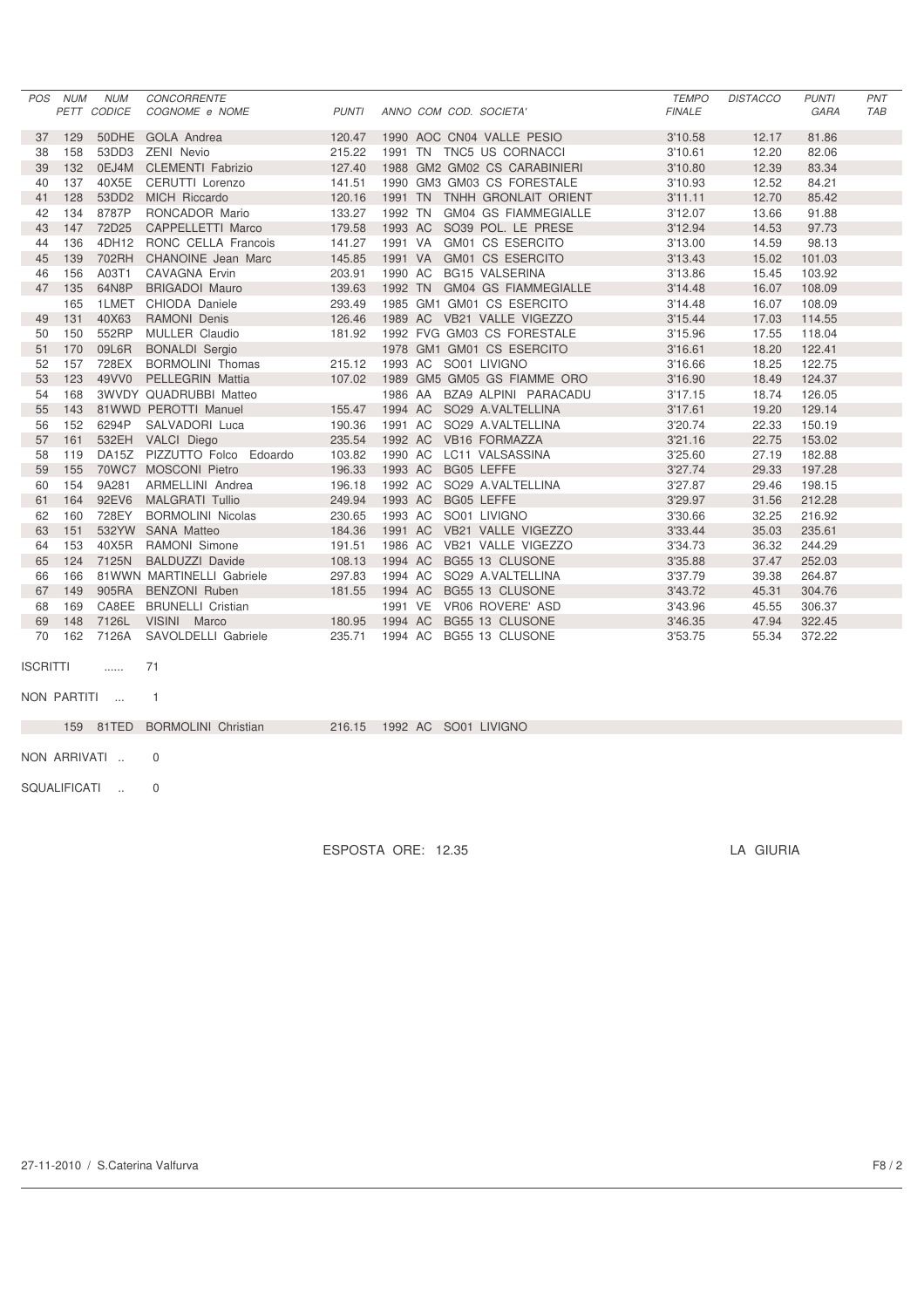| POS | NUM PETT | NUM CODICE | CONCORRENTE COGNOME e NOME | PUNTI | ANNO | COM | COD. SOCIETA' | TEMPO FINALE | DISTACCO | PUNTI GARA | PNT TAB |
|---|---|---|---|---|---|---|---|---|---|---|---|
| 37 | 129 | 50DHE | GOLA Andrea | 120.47 | 1990 | AOC | CN04 VALLE PESIO | 3'10.58 | 12.17 | 81.86 | |
| 38 | 158 | 53DD3 | ZENI Nevio | 215.22 | 1991 | TN | TNC5 US CORNACCI | 3'10.61 | 12.20 | 82.06 | |
| 39 | 132 | 0EJ4M | CLEMENTI Fabrizio | 127.40 | 1988 | GM2 | GM02 CS CARABINIERI | 3'10.80 | 12.39 | 83.34 | |
| 40 | 137 | 40X5E | CERUTTI Lorenzo | 141.51 | 1990 | GM3 | GM03 CS FORESTALE | 3'10.93 | 12.52 | 84.21 | |
| 41 | 128 | 53DD2 | MICH Riccardo | 120.16 | 1991 | TN | TNHH GRONLAIT ORIENT | 3'11.11 | 12.70 | 85.42 | |
| 42 | 134 | 8787P | RONCADOR Mario | 133.27 | 1992 | TN | GM04 GS FIAMMEGIALLE | 3'12.07 | 13.66 | 91.88 | |
| 43 | 147 | 72D25 | CAPPELLETTI Marco | 179.58 | 1993 | AC | SO39 POL. LE PRESE | 3'12.94 | 14.53 | 97.73 | |
| 44 | 136 | 4DH12 | RONC CELLA Francois | 141.27 | 1991 | VA | GM01 CS ESERCITO | 3'13.00 | 14.59 | 98.13 | |
| 45 | 139 | 702RH | CHANOINE Jean Marc | 145.85 | 1991 | VA | GM01 CS ESERCITO | 3'13.43 | 15.02 | 101.03 | |
| 46 | 156 | A03T1 | CAVAGNA Ervin | 203.91 | 1990 | AC | BG15 VALSERINA | 3'13.86 | 15.45 | 103.92 | |
| 47 | 135 | 64N8P | BRIGADOI Mauro | 139.63 | 1992 | TN | GM04 GS FIAMMEGIALLE | 3'14.48 | 16.07 | 108.09 | |
| | 165 | 1LMET | CHIODA Daniele | 293.49 | 1985 | GM1 | GM01 CS ESERCITO | 3'14.48 | 16.07 | 108.09 | |
| 49 | 131 | 40X63 | RAMONI Denis | 126.46 | 1989 | AC | VB21 VALLE VIGEZZO | 3'15.44 | 17.03 | 114.55 | |
| 50 | 150 | 552RP | MULLER Claudio | 181.92 | 1992 | FVG | GM03 CS FORESTALE | 3'15.96 | 17.55 | 118.04 | |
| 51 | 170 | 09L6R | BONALDI Sergio | | 1978 | GM1 | GM01 CS ESERCITO | 3'16.61 | 18.20 | 122.41 | |
| 52 | 157 | 728EX | BORMOLINI Thomas | 215.12 | 1993 | AC | SO01 LIVIGNO | 3'16.66 | 18.25 | 122.75 | |
| 53 | 123 | 49VV0 | PELLEGRIN Mattia | 107.02 | 1989 | GM5 | GM05 GS FIAMME ORO | 3'16.90 | 18.49 | 124.37 | |
| 54 | 168 | 3WVDY | QUADRUBBI Matteo | | 1986 | AA | BZA9 ALPINI PARACADU | 3'17.15 | 18.74 | 126.05 | |
| 55 | 143 | 81WWD | PEROTTI Manuel | 155.47 | 1994 | AC | SO29 A.VALTELLINA | 3'17.61 | 19.20 | 129.14 | |
| 56 | 152 | 6294P | SALVADORI Luca | 190.36 | 1991 | AC | SO29 A.VALTELLINA | 3'20.74 | 22.33 | 150.19 | |
| 57 | 161 | 532EH | VALCI Diego | 235.54 | 1992 | AC | VB16 FORMAZZA | 3'21.16 | 22.75 | 153.02 | |
| 58 | 119 | DA15Z | PIZZUTTO Folco Edoardo | 103.82 | 1990 | AC | LC11 VALSASSINA | 3'25.60 | 27.19 | 182.88 | |
| 59 | 155 | 70WC7 | MOSCONI Pietro | 196.33 | 1993 | AC | BG05 LEFFE | 3'27.74 | 29.33 | 197.28 | |
| 60 | 154 | 9A281 | ARMELLINI Andrea | 196.18 | 1992 | AC | SO29 A.VALTELLINA | 3'27.87 | 29.46 | 198.15 | |
| 61 | 164 | 92EV6 | MALGRATI Tullio | 249.94 | 1993 | AC | BG05 LEFFE | 3'29.97 | 31.56 | 212.28 | |
| 62 | 160 | 728EY | BORMOLINI Nicolas | 230.65 | 1993 | AC | SO01 LIVIGNO | 3'30.66 | 32.25 | 216.92 | |
| 63 | 151 | 532YW | SANA Matteo | 184.36 | 1991 | AC | VB21 VALLE VIGEZZO | 3'33.44 | 35.03 | 235.61 | |
| 64 | 153 | 40X5R | RAMONI Simone | 191.51 | 1986 | AC | VB21 VALLE VIGEZZO | 3'34.73 | 36.32 | 244.29 | |
| 65 | 124 | 7125N | BALDUZZI Davide | 108.13 | 1994 | AC | BG55 13 CLUSONE | 3'35.88 | 37.47 | 252.03 | |
| 66 | 166 | 81WWN | MARTINELLI Gabriele | 297.83 | 1994 | AC | SO29 A.VALTELLINA | 3'37.79 | 39.38 | 264.87 | |
| 67 | 149 | 905RA | BENZONI Ruben | 181.55 | 1994 | AC | BG55 13 CLUSONE | 3'43.72 | 45.31 | 304.76 | |
| 68 | 169 | CA8EE | BRUNELLI Cristian | | 1991 | VE | VR06 ROVERE' ASD | 3'43.96 | 45.55 | 306.37 | |
| 69 | 148 | 7126L | VISINI Marco | 180.95 | 1994 | AC | BG55 13 CLUSONE | 3'46.35 | 47.94 | 322.45 | |
| 70 | 162 | 7126A | SAVOLDELLI Gabriele | 235.71 | 1994 | AC | BG55 13 CLUSONE | 3'53.75 | 55.34 | 372.22 | |

ISCRITTI ...... 71

NON PARTITI ... 1

| | | | | | | |
|---|---|---|---|---|---|---|
| 159 | 81TED | BORMOLINI Christian | 216.15 | 1992 | AC | SO01 LIVIGNO |

NON ARRIVATI .. 0

SQUALIFICATI .. 0

ESPOSTA ORE: 12.35

LA GIURIA

27-11-2010 / S.Caterina Valfurva